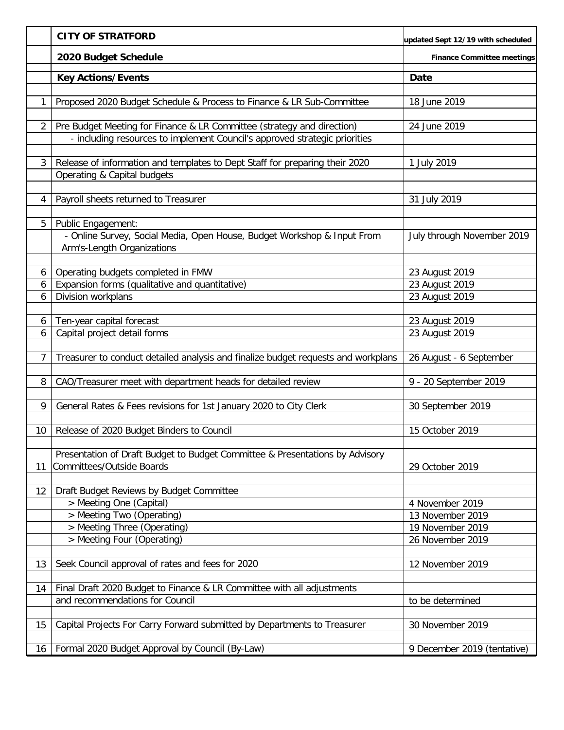| | CITY OF STRATFORD | updated Sept 12/19 with scheduled |
|---|---|---|
| | **2020 Budget Schedule** | **Finance Committee meetings** |
| | **Key Actions/Events** | **Date** |
| 1 | Proposed 2020 Budget Schedule & Process to Finance & LR Sub-Committee | 18 June 2019 |
| 2 | Pre Budget Meeting for Finance & LR Committee (strategy and direction) | 24 June 2019 |
| | - including resources to implement Council's approved strategic priorities | |
| 3 | Release of information and templates to Dept Staff for preparing their 2020 | 1 July 2019 |
| | Operating & Capital budgets | |
| 4 | Payroll sheets returned to Treasurer | 31 July 2019 |
| 5 | Public Engagement: | |
| | - Online Survey, Social Media, Open House, Budget Workshop & Input From Arm's-Length Organizations | July through November 2019 |
| 6 | Operating budgets completed in FMW | 23 August 2019 |
| 6 | Expansion forms (qualitative and quantitative) | 23 August 2019 |
| 6 | Division workplans | 23 August 2019 |
| 6 | Ten-year capital forecast | 23 August 2019 |
| 6 | Capital project detail forms | 23 August 2019 |
| 7 | Treasurer to conduct detailed analysis and finalize budget requests and workplans | 26 August - 6 September |
| 8 | CAO/Treasurer meet with department heads for detailed review | 9 - 20 September 2019 |
| 9 | General Rates & Fees revisions for 1st January 2020 to City Clerk | 30 September 2019 |
| 10 | Release of 2020 Budget Binders to Council | 15 October 2019 |
| 11 | Presentation of Draft Budget to Budget Committee & Presentations by Advisory Committees/Outside Boards | 29 October 2019 |
| 12 | Draft Budget Reviews by Budget Committee | |
| | > Meeting One (Capital) | 4 November 2019 |
| | > Meeting Two (Operating) | 13 November 2019 |
| | > Meeting Three (Operating) | 19 November 2019 |
| | > Meeting Four (Operating) | 26 November 2019 |
| 13 | Seek Council approval of rates and fees for 2020 | 12 November 2019 |
| 14 | Final Draft 2020 Budget to Finance & LR Committee with all adjustments | |
| | and recommendations for Council | to be determined |
| 15 | Capital Projects For Carry Forward submitted by Departments to Treasurer | 30 November 2019 |
| 16 | Formal 2020 Budget Approval by Council (By-Law) | 9 December 2019 (tentative) |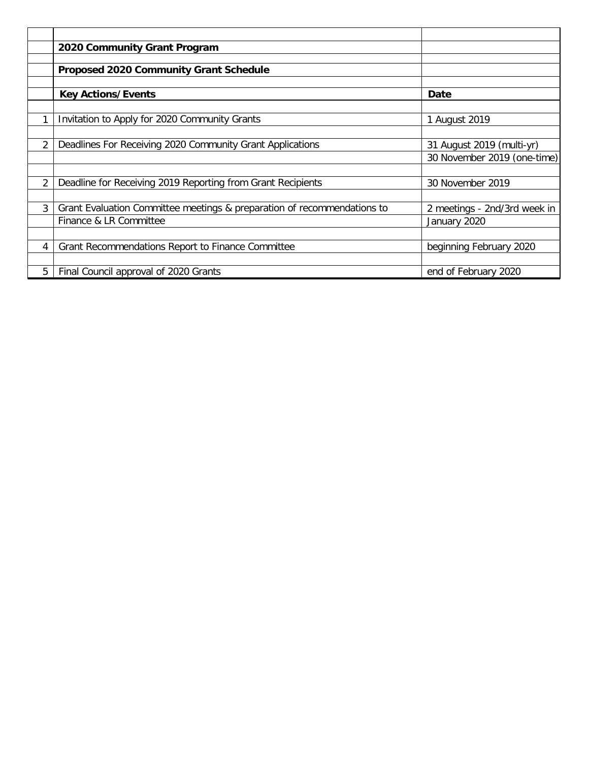| | | |
|---|---|---|
| | **2020 Community Grant Program** | |
| | **Proposed 2020 Community Grant Schedule** | |
| | **Key Actions/Events** | **Date** |
| 1 | Invitation to Apply for 2020 Community Grants | 1 August 2019 |
| 2 | Deadlines For Receiving 2020 Community Grant Applications | 31 August 2019 (multi-yr) |
| | | 30 November 2019 (one-time) |
| 2 | Deadline for Receiving 2019 Reporting from Grant Recipients | 30 November 2019 |
| 3 | Grant Evaluation Committee meetings & preparation of recommendations to Finance & LR Committee | 2 meetings - 2nd/3rd week in January 2020 |
| 4 | Grant Recommendations Report to Finance Committee | beginning February 2020 |
| 5 | Final Council approval of 2020 Grants | end of February 2020 |